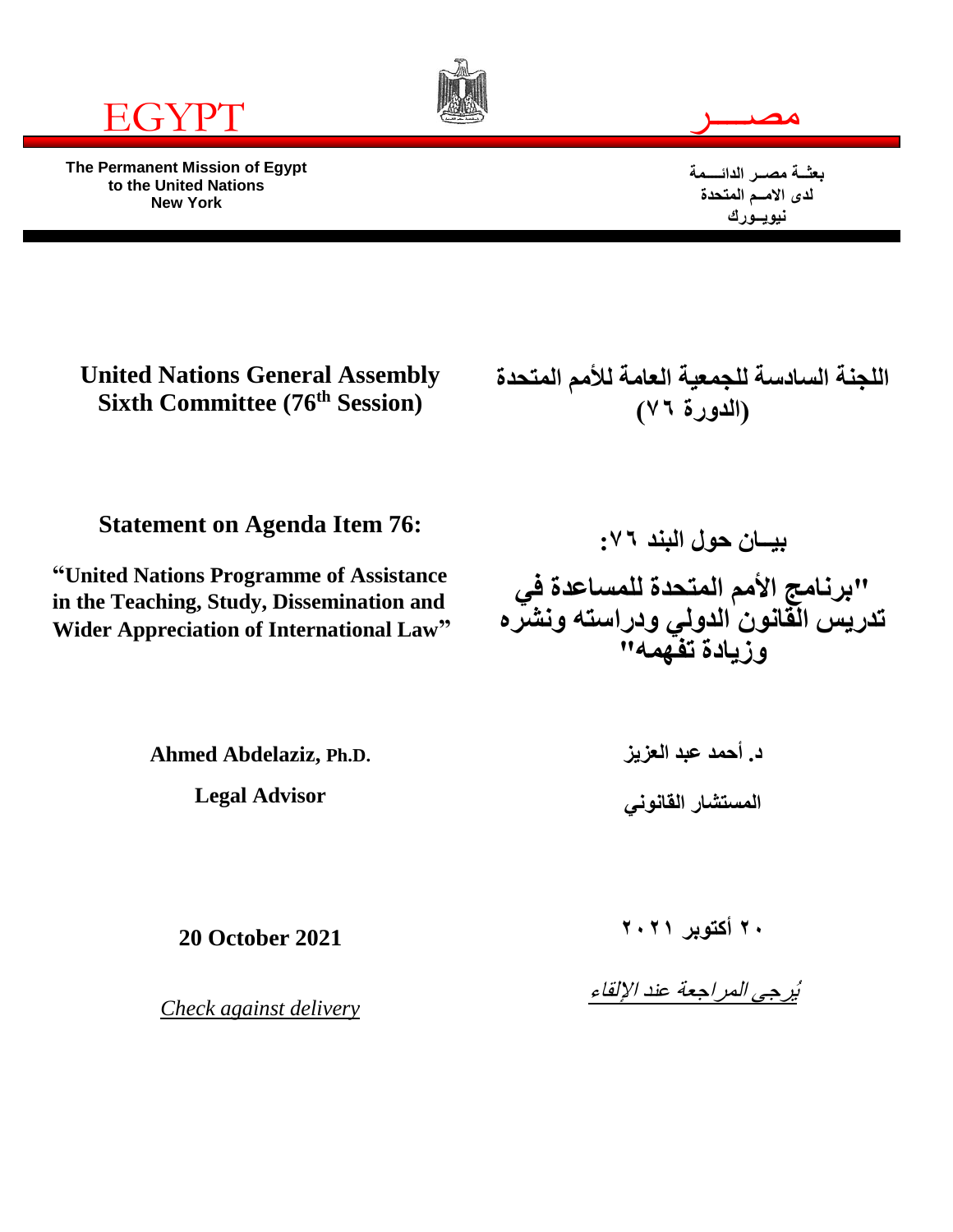EGYPT

مصـــــر

**The Permanent Mission of Egypt to the United Nations New York**

**بعثـة مصـر الدائــمة لدى الامـم المتحدة نيويـورك**

## United Nations General Assembly Sixth Committee (76th Session)

## اللجنة السادسة للجمعية العامة للأمم المتحدة (الدورة ٧٦)

**Statement on Agenda Item 76:**

**"United Nations Programme of Assistance in the Teaching, Study, Dissemination and Wider Appreciation of International Law"**

**بيــان حول البند ٧٦:**

**"برنـامج الأمم المتحدة للمساعدة في تدريس القانون الدولي ودراسته ونشره وزيادة تفهمه"**

**Ahmed Abdelaziz, Ph.D.**

**Legal Advisor**

**د. أحمد عبد العزيز**

**المستشار القانوني**

**20 October 2021**

**٢٠ أكتوبر ٢٠٢١**

*Check against delivery*

*يُرجى المراجعة عند الإلقاء*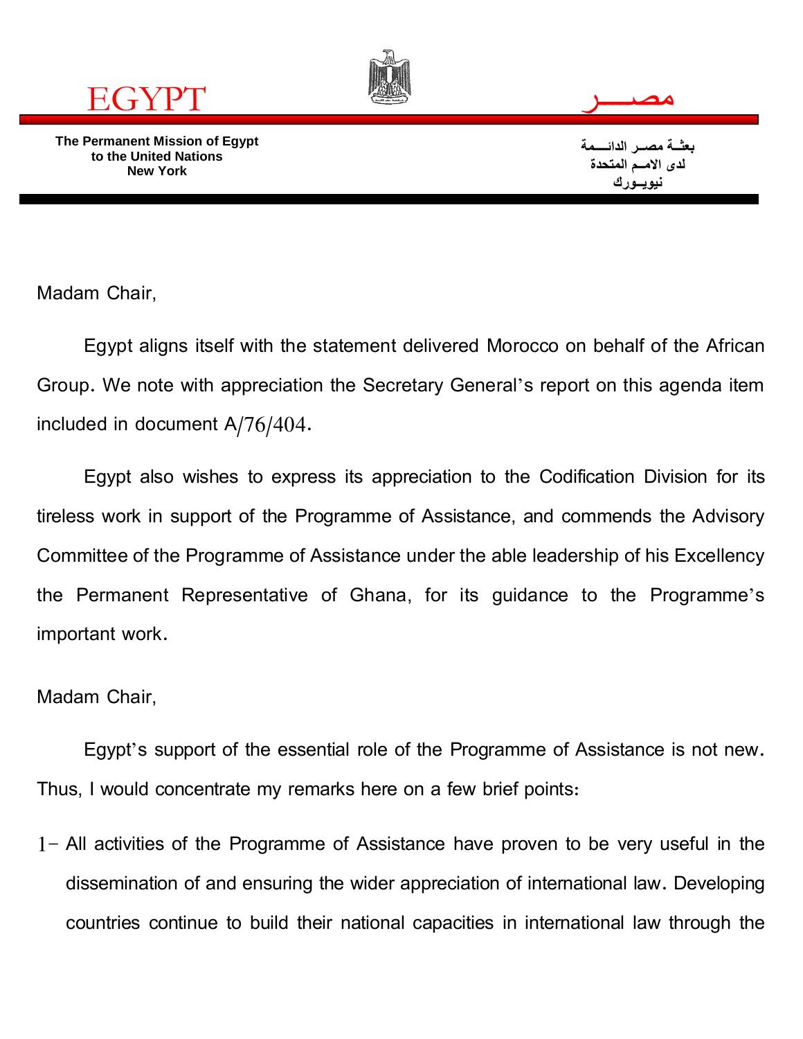EGYPT

مصـــر

**The Permanent Mission of Egypt to the United Nations New York**

**بعثـة مصـر الدائــمة لدى الامـم المتحدة نيويـورك**

Madam Chair,

Egypt aligns itself with the statement delivered Morocco on behalf of the African Group. We note with appreciation the Secretary General's report on this agenda item included in document A/76/404.

Egypt also wishes to express its appreciation to the Codification Division for its tireless work in support of the Programme of Assistance, and commends the Advisory Committee of the Programme of Assistance under the able leadership of his Excellency the Permanent Representative of Ghana, for its guidance to the Programme's important work.

Madam Chair,

Egypt's support of the essential role of the Programme of Assistance is not new. Thus, I would concentrate my remarks here on a few brief points:

1- All activities of the Programme of Assistance have proven to be very useful in the dissemination of and ensuring the wider appreciation of international law. Developing countries continue to build their national capacities in international law through the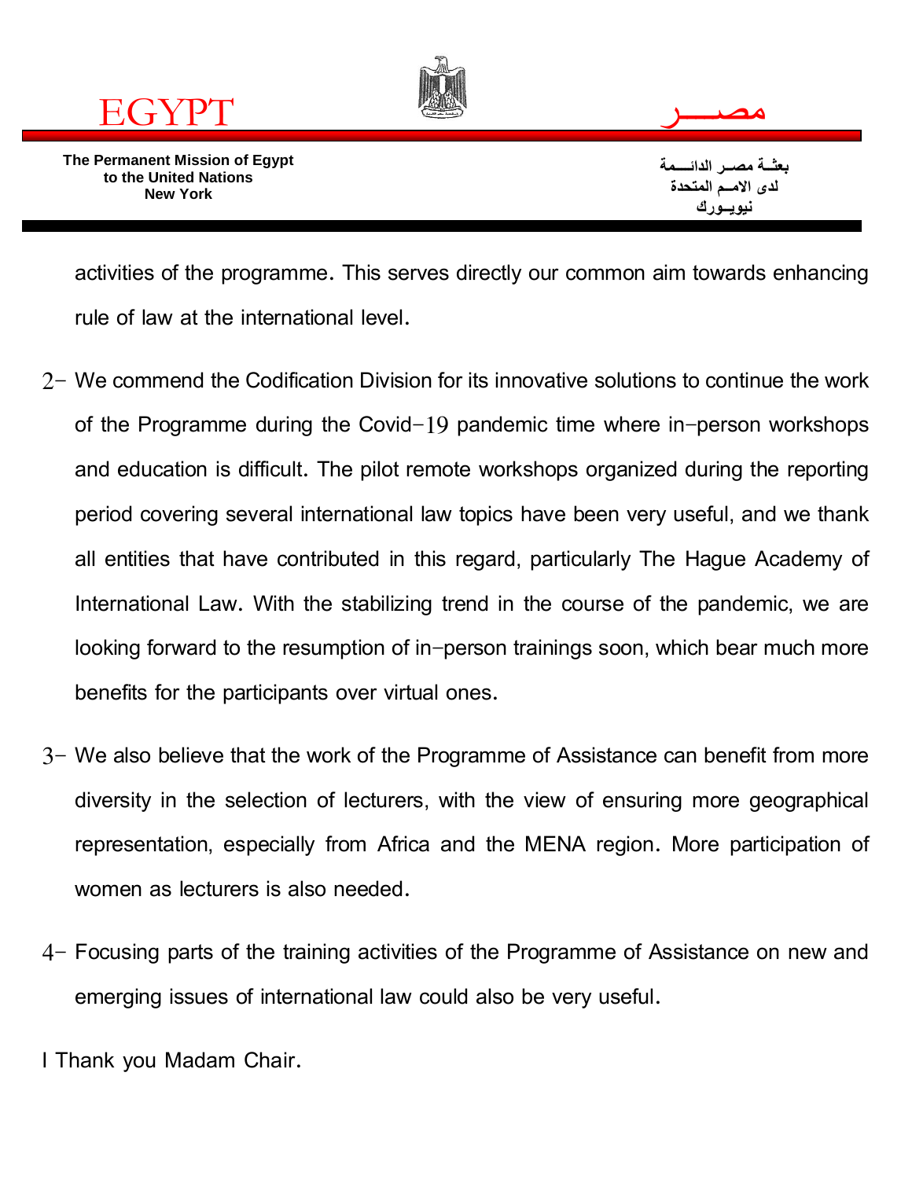activities of the programme. This serves directly our common aim towards enhancing rule of law at the international level.

2- We commend the Codification Division for its innovative solutions to continue the work of the Programme during the Covid-19 pandemic time where in-person workshops and education is difficult. The pilot remote workshops organized during the reporting period covering several international law topics have been very useful, and we thank all entities that have contributed in this regard, particularly The Hague Academy of International Law. With the stabilizing trend in the course of the pandemic, we are looking forward to the resumption of in-person trainings soon, which bear much more benefits for the participants over virtual ones.

3- We also believe that the work of the Programme of Assistance can benefit from more diversity in the selection of lecturers, with the view of ensuring more geographical representation, especially from Africa and the MENA region. More participation of women as lecturers is also needed.

4- Focusing parts of the training activities of the Programme of Assistance on new and emerging issues of international law could also be very useful.

I Thank you Madam Chair.